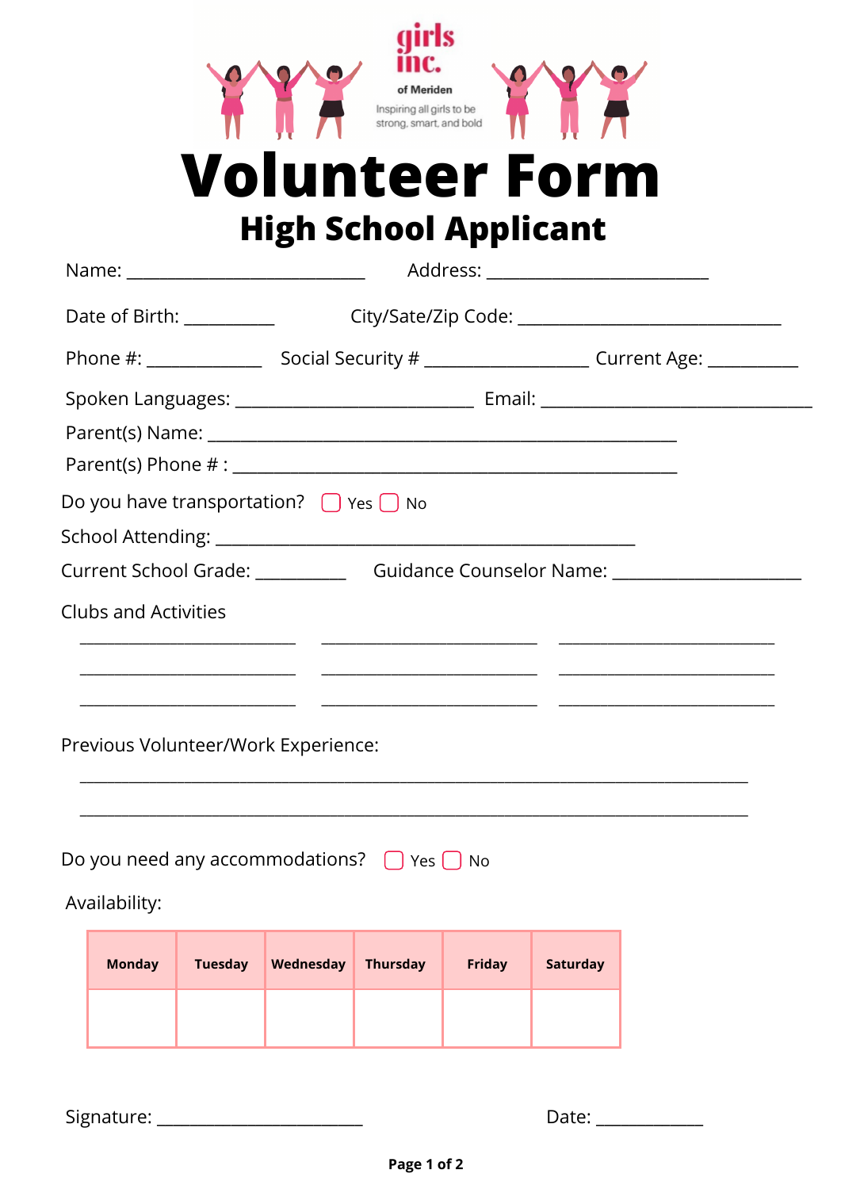girls inc.

of Meriden

Inspiring all girls to be strong, smart, and bold

# Volunteer Form

## High School Applicant

Name: ___________________________ Address: _________________________

Date of Birth: __________ City/Sate/Zip Code: ______________________________

Phone #: ____________ Social Security # __________________ Current Age: __________

Spoken Languages: ___________________________ Email: _______________________________

Parent(s) Name: _________________________________________________________

Parent(s) Phone # : ____________________________________________________

Do you have transportation? ☐ Yes ☐ No

School Attending: ________________________________________________

Current School Grade: __________ Guidance Counselor Name: _____________________

Clubs and Activities

________________________ ________________________ ________________________

________________________ ________________________ ________________________

________________________ ________________________ ________________________

Previous Volunteer/Work Experience:

___________________________________________________________________________

___________________________________________________________________________

Do you need any accommodations? ☐ Yes ☐ No

Availability:

| Monday | Tuesday | Wednesday | Thursday | Friday | Saturday |
|---|---|---|---|---|---|
| | | | | | |

Signature: ______________________ Date: ____________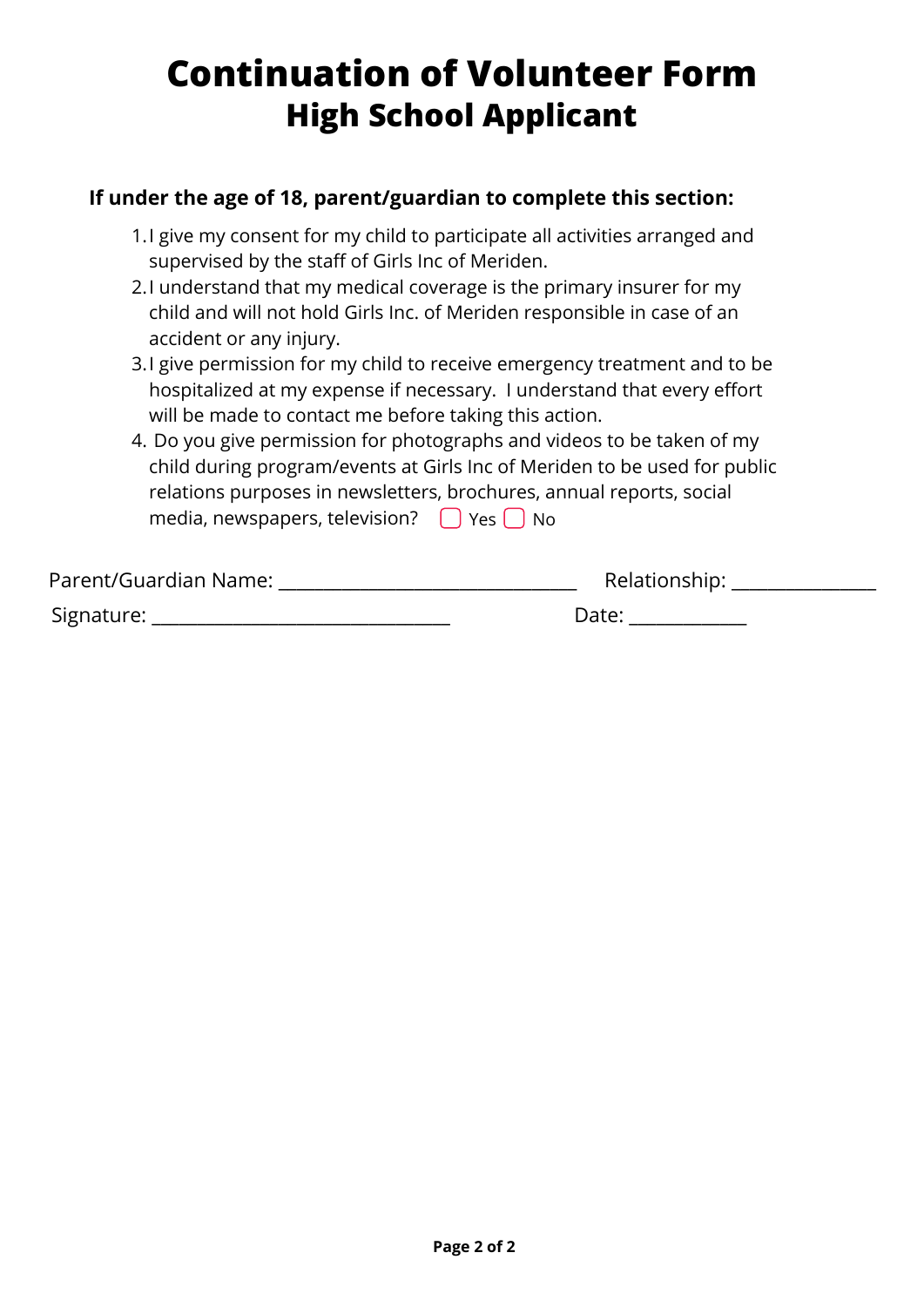# Continuation of Volunteer Form
## High School Applicant

**If under the age of 18, parent/guardian to complete this section:**

1. I give my consent for my child to participate all activities arranged and supervised by the staff of Girls Inc of Meriden.
2. I understand that my medical coverage is the primary insurer for my child and will not hold Girls Inc. of Meriden responsible in case of an accident or any injury.
3. I give permission for my child to receive emergency treatment and to be hospitalized at my expense if necessary. I understand that every effort will be made to contact me before taking this action.
4. Do you give permission for photographs and videos to be taken of my child during program/events at Girls Inc of Meriden to be used for public relations purposes in newsletters, brochures, annual reports, social media, newspapers, television? ☐ Yes ☐ No

Parent/Guardian Name: ______________________________ Relationship: ______________

Signature: ______________________________ Date: ____________